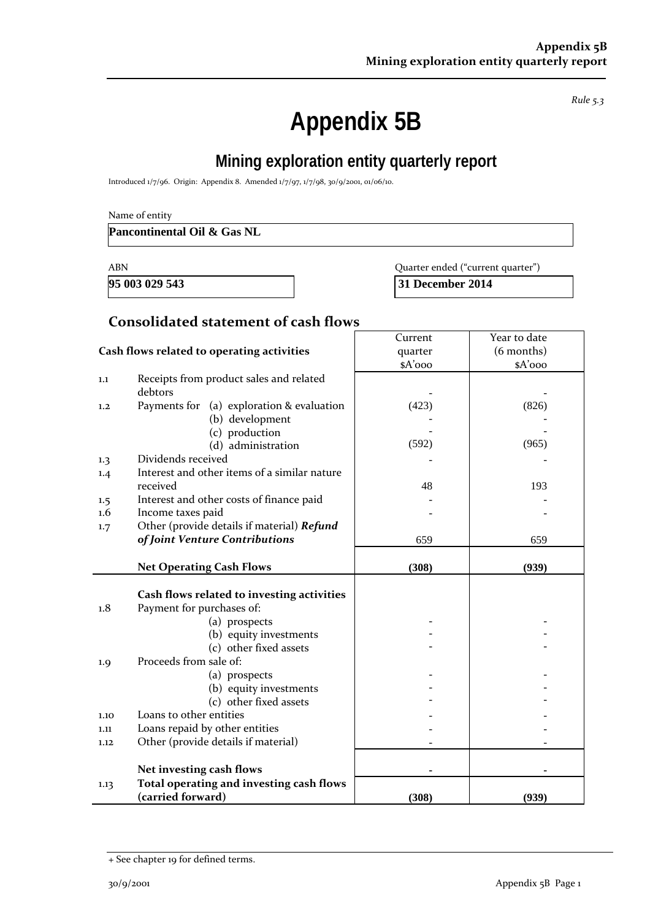*Rule 5.3*

# Appendix 5B

## Mining exploration entity quarterly report

Introduced 1/7/96. Origin: Appendix 8. Amended 1/7/97, 1/7/98, 30/9/2001, 01/06/10.

Name of entity

**Pancontinental Oil & Gas NL**

| ABN | Quarter ended ("current quarter") |
|---|---|
| **95 003 029 543** | **31 December 2014** |

### Consolidated statement of cash flows

| | Cash flows related to operating activities | Current quarter $A'000 | Year to date (6 months) $A'000 |
|---|---|---|---|
| 1.1 | Receipts from product sales and related debtors | - | - |
| 1.2 | Payments for (a) exploration & evaluation | (423) | (826) |
| | (b) development | - | - |
| | (c) production | - | - |
| | (d) administration | (592) | (965) |
| 1.3 | Dividends received | - | - |
| 1.4 | Interest and other items of a similar nature received | 48 | 193 |
| 1.5 | Interest and other costs of finance paid | - | - |
| 1.6 | Income taxes paid | - | - |
| 1.7 | Other (provide details if material) ***Refund of Joint Venture Contributions*** | 659 | 659 |
| | **Net Operating Cash Flows** | **(308)** | **(939)** |
| | **Cash flows related to investing activities** | | |
| 1.8 | Payment for purchases of: | | |
| | (a) prospects | - | - |
| | (b) equity investments | - | - |
| | (c) other fixed assets | - | - |
| 1.9 | Proceeds from sale of: | | |
| | (a) prospects | - | - |
| | (b) equity investments | - | - |
| | (c) other fixed assets | - | - |
| 1.10 | Loans to other entities | - | - |
| 1.11 | Loans repaid by other entities | - | - |
| 1.12 | Other (provide details if material) | - | - |
| | **Net investing cash flows** | **-** | **-** |
| 1.13 | **Total operating and investing cash flows (carried forward)** | **(308)** | **(939)** |

+ See chapter 19 for defined terms.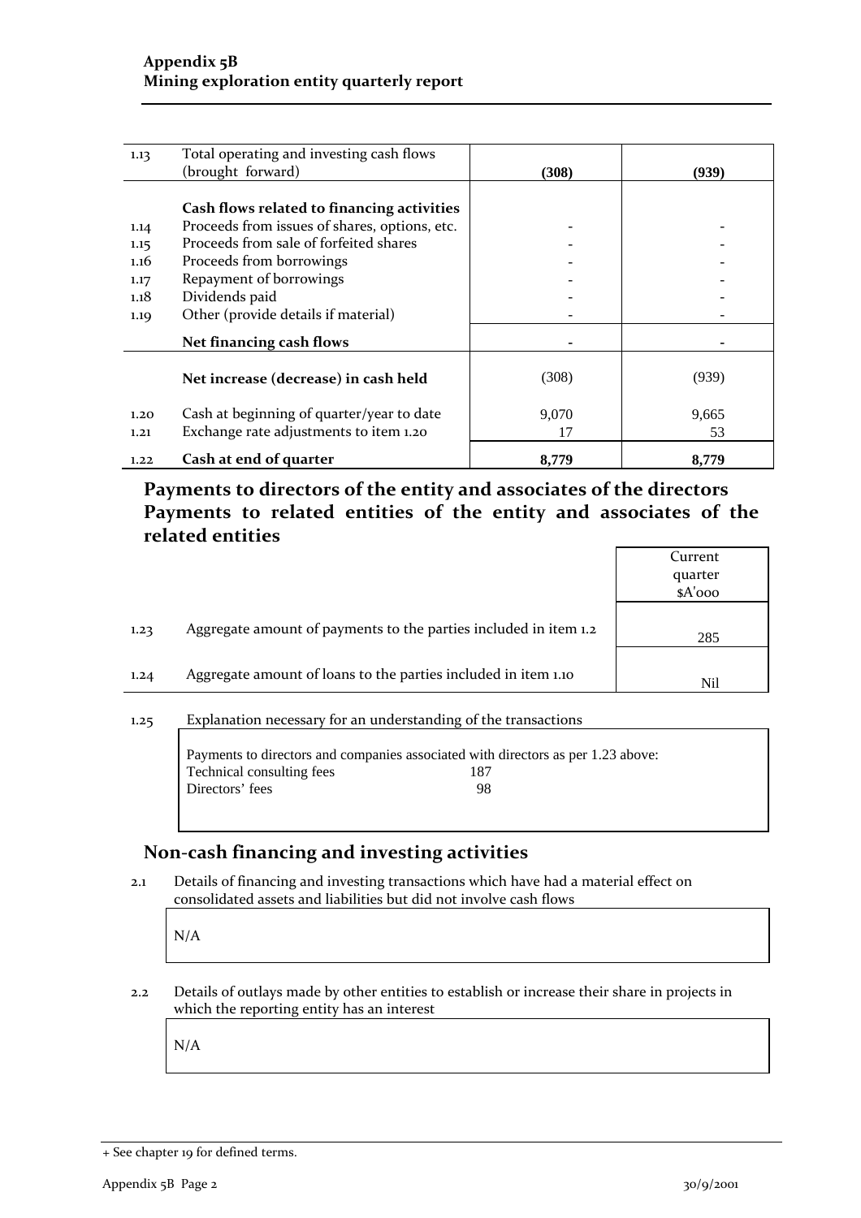| | | | |
|---|---|---|---|
| 1.13 | Total operating and investing cash flows (brought forward) | **(308)** | **(939)** |
| | **Cash flows related to financing activities** | | |
| 1.14 | Proceeds from issues of shares, options, etc. | - | - |
| 1.15 | Proceeds from sale of forfeited shares | - | - |
| 1.16 | Proceeds from borrowings | - | - |
| 1.17 | Repayment of borrowings | - | - |
| 1.18 | Dividends paid | - | - |
| 1.19 | Other (provide details if material) | - | - |
| | **Net financing cash flows** | - | - |
| | **Net increase (decrease) in cash held** | (308) | (939) |
| 1.20 | Cash at beginning of quarter/year to date | 9,070 | 9,665 |
| 1.21 | Exchange rate adjustments to item 1.20 | 17 | 53 |
| 1.22 | **Cash at end of quarter** | **8,779** | **8,779** |

## Payments to directors of the entity and associates of the directors Payments to related entities of the entity and associates of the related entities

| | | Current quarter \$A'000 |
|---|---|---|
| 1.23 | Aggregate amount of payments to the parties included in item 1.2 | 285 |
| 1.24 | Aggregate amount of loans to the parties included in item 1.10 | Nil |

1.25 Explanation necessary for an understanding of the transactions

Payments to directors and companies associated with directors as per 1.23 above:

| | |
|---|---|
| Technical consulting fees | 187 |
| Directors' fees | 98 |

## Non-cash financing and investing activities

2.1 Details of financing and investing transactions which have had a material effect on consolidated assets and liabilities but did not involve cash flows

N/A

2.2 Details of outlays made by other entities to establish or increase their share in projects in which the reporting entity has an interest

N/A

+ See chapter 19 for defined terms.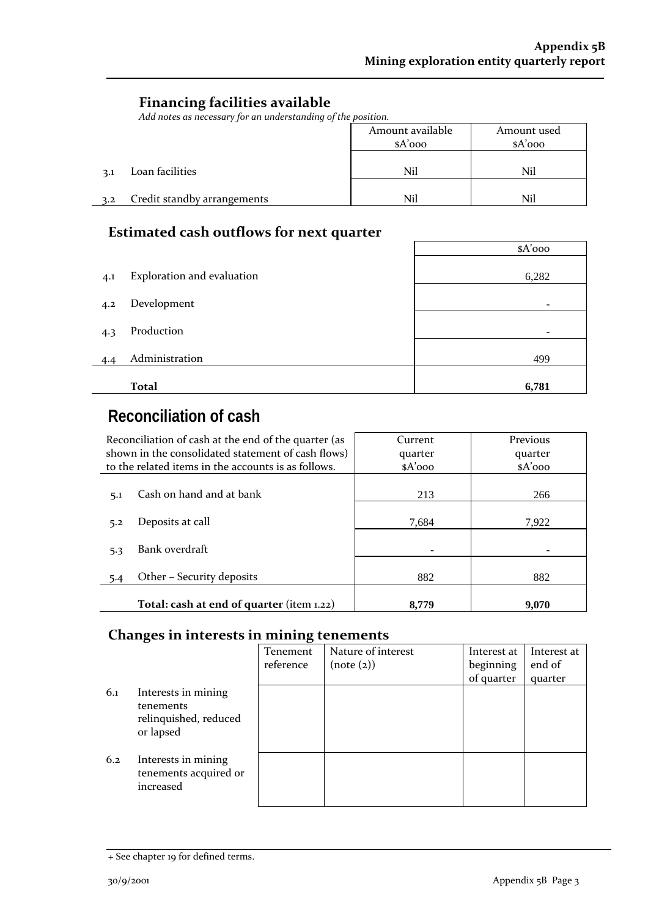## Financing facilities available

*Add notes as necessary for an understanding of the position.*

| | | Amount available $A'000 | Amount used $A'000 |
|---|---|---|---|
| 3.1 | Loan facilities | Nil | Nil |
| 3.2 | Credit standby arrangements | Nil | Nil |

## Estimated cash outflows for next quarter

| | | $A'000 |
|---|---|---|
| 4.1 | Exploration and evaluation | 6,282 |
| 4.2 | Development | - |
| 4.3 | Production | - |
| 4.4 | Administration | 499 |
| | **Total** | **6,781** |

# Reconciliation of cash

| Reconciliation of cash at the end of the quarter (as shown in the consolidated statement of cash flows) to the related items in the accounts is as follows. | | Current quarter $A'000 | Previous quarter $A'000 |
|---|---|---|---|
| 5.1 | Cash on hand and at bank | 213 | 266 |
| 5.2 | Deposits at call | 7,684 | 7,922 |
| 5.3 | Bank overdraft | - | - |
| 5.4 | Other – Security deposits | 882 | 882 |
| | **Total: cash at end of quarter** (item 1.22) | **8,779** | **9,070** |

## Changes in interests in mining tenements

| | | Tenement reference | Nature of interest (note (2)) | Interest at beginning of quarter | Interest at end of quarter |
|---|---|---|---|---|---|
| 6.1 | Interests in mining tenements relinquished, reduced or lapsed | | | | |
| 6.2 | Interests in mining tenements acquired or increased | | | | |

+ See chapter 19 for defined terms.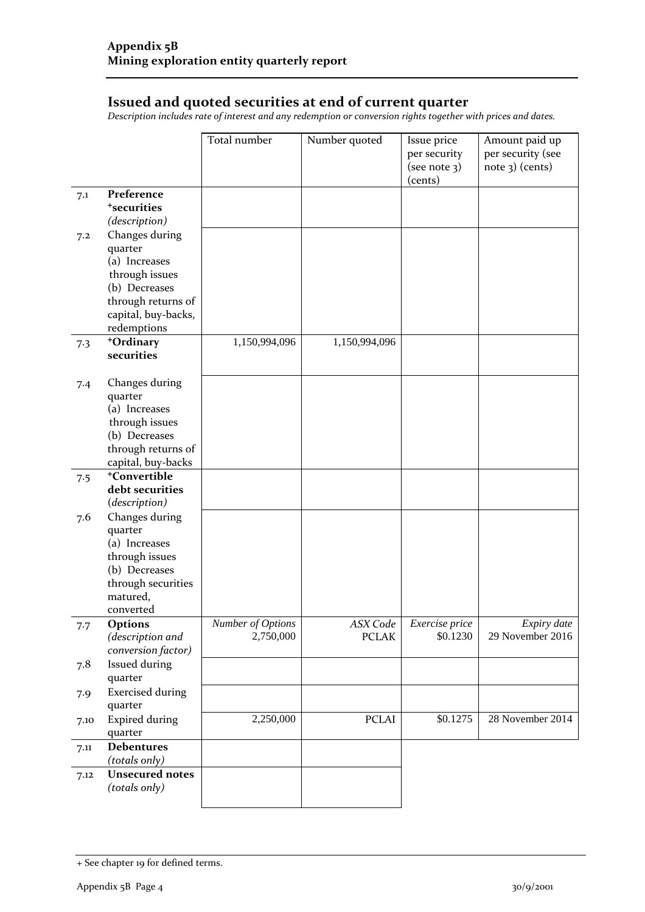## Issued and quoted securities at end of current quarter

*Description includes rate of interest and any redemption or conversion rights together with prices and dates.*

| | | Total number | Number quoted | Issue price per security (see note 3) (cents) | Amount paid up per security (see note 3) (cents) |
|---|---|---|---|---|---|
| 7.1 | **Preference +securities** *(description)* | | | | |
| 7.2 | Changes during quarter (a) Increases through issues (b) Decreases through returns of capital, buy-backs, redemptions | | | | |
| 7.3 | **+Ordinary securities** | 1,150,994,096 | 1,150,994,096 | | |
| 7.4 | Changes during quarter (a) Increases through issues (b) Decreases through returns of capital, buy-backs | | | | |
| 7.5 | **+Convertible debt securities** *(description)* | | | | |
| 7.6 | Changes during quarter (a) Increases through issues (b) Decreases through securities matured, converted | | | | |
| 7.7 | **Options** *(description and conversion factor)* | *Number of Options* 2,750,000 | *ASX Code* PCLAK | *Exercise price* $0.1230 | *Expiry date* 29 November 2016 |
| 7.8 | Issued during quarter | | | | |
| 7.9 | Exercised during quarter | | | | |
| 7.10 | Expired during quarter | 2,250,000 | PCLAI | $0.1275 | 28 November 2014 |
| 7.11 | **Debentures** *(totals only)* | | | | |
| 7.12 | **Unsecured notes** *(totals only)* | | | | |

+ See chapter 19 for defined terms.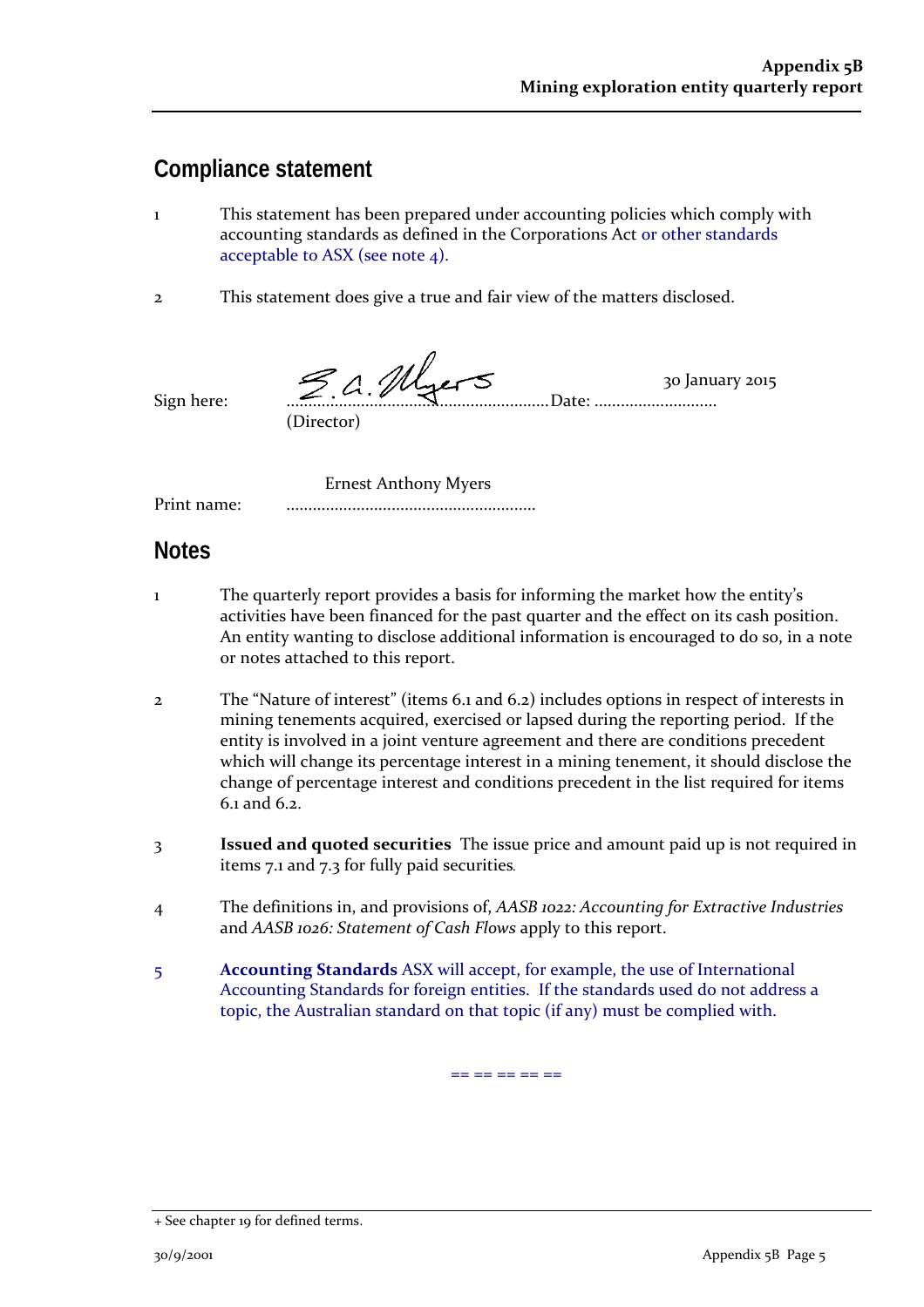## Compliance statement

1 This statement has been prepared under accounting policies which comply with accounting standards as defined in the Corporations Act or other standards acceptable to ASX (see note 4).

2 This statement does give a true and fair view of the matters disclosed.

Sign here: ............................................................ Date: 30 January 2015
(Director)

Print name: Ernest Anthony Myers

## Notes

1 The quarterly report provides a basis for informing the market how the entity's activities have been financed for the past quarter and the effect on its cash position. An entity wanting to disclose additional information is encouraged to do so, in a note or notes attached to this report.

2 The "Nature of interest" (items 6.1 and 6.2) includes options in respect of interests in mining tenements acquired, exercised or lapsed during the reporting period. If the entity is involved in a joint venture agreement and there are conditions precedent which will change its percentage interest in a mining tenement, it should disclose the change of percentage interest and conditions precedent in the list required for items 6.1 and 6.2.

3 **Issued and quoted securities** The issue price and amount paid up is not required in items 7.1 and 7.3 for fully paid securities.

4 The definitions in, and provisions of, *AASB 1022: Accounting for Extractive Industries* and *AASB 1026: Statement of Cash Flows* apply to this report.

5 **Accounting Standards** ASX will accept, for example, the use of International Accounting Standards for foreign entities. If the standards used do not address a topic, the Australian standard on that topic (if any) must be complied with.

== == == == ==

+ See chapter 19 for defined terms.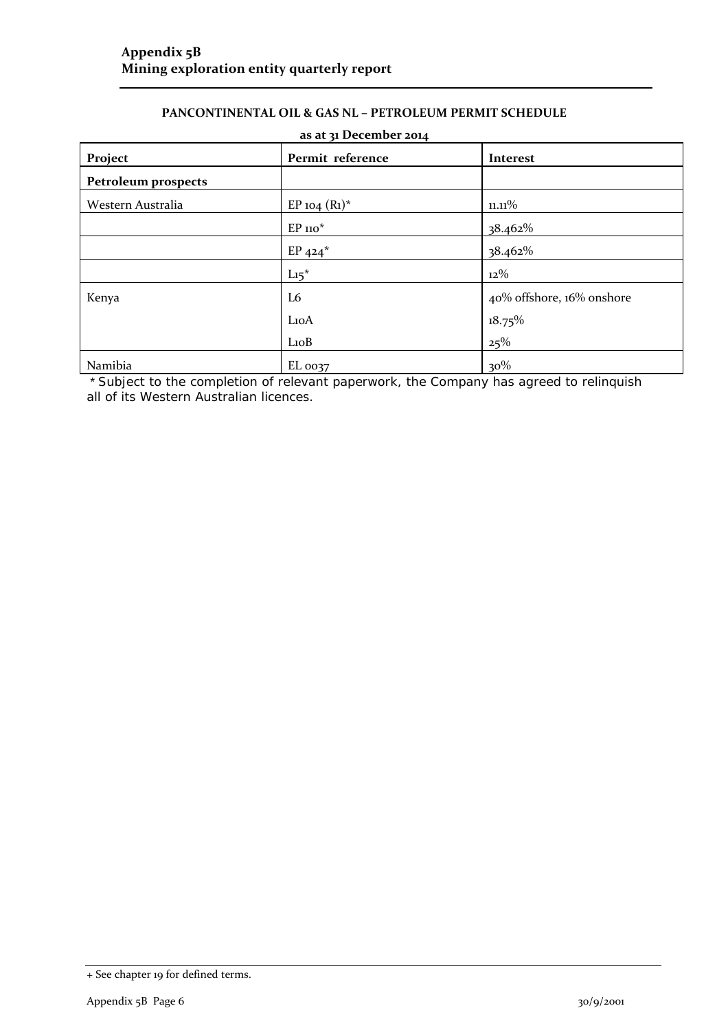**PANCONTINENTAL OIL & GAS NL – PETROLEUM PERMIT SCHEDULE**

**as at 31 December 2014**

| Project | Permit reference | Interest |
|---|---|---|
| **Petroleum prospects** | | |
| Western Australia | EP 104 (R1)* | 11.11% |
| | EP 110* | 38.462% |
| | EP 424* | 38.462% |
| | L15* | 12% |
| Kenya | L6 | 40% offshore, 16% onshore |
| | L10A | 18.75% |
| | L10B | 25% |
| Namibia | EL 0037 | 30% |

*Subject to the completion of relevant paperwork, the Company has agreed to relinquish all of its Western Australian licences.

+ See chapter 19 for defined terms.